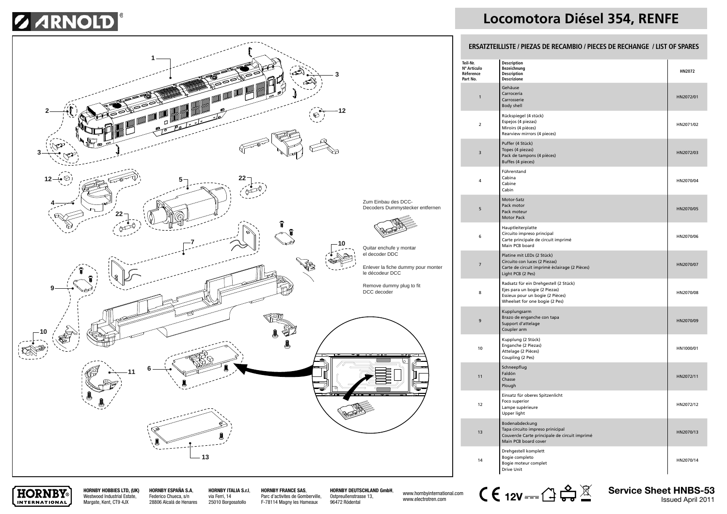# Locomotora Diésel 354, RENFE

Zum Einbau des DCC-Decoders Dummystecker entfernen

Quitar enchufe y montar el decoder DDC

Enlever la fiche dummy pour monter le décodeur DCC

Remove dummy plug to fit DCC decoder

## ERSATZTEILLISTE / PIEZAS DE RECAMBIO / PIECES DE RECHANGE / LIST OF SPARES

| Teil-Nr. Nº Artículo Référence Part No. | Description Bezeichnung Description Descrizione | HN2072 |
|---|---|---|
| 1 | Gehäuse<br>Carrocería<br>Carrosserie<br>Body shell | HN2072/01 |
| 2 | Rückspiegel (4 stück)<br>Espejos (4 piezas)<br>Miroirs (4 pièces)<br>Rearview mirrors (4 pieces) | HN2071/02 |
| 3 | Puffer (4 Stück)<br>Topes (4 piezas)<br>Pack de tampons (4 pièces)<br>Buffes (4 pieces) | HN2072/03 |
| 4 | Führerstand<br>Cabina<br>Cabine<br>Cabin | HN2070/04 |
| 5 | Motor-Satz<br>Pack motor<br>Pack moteur<br>Motor Pack | HN2070/05 |
| 6 | Hauptleiterplatte<br>Circuito impreso principal<br>Carte principale de circuit imprimé<br>Main PCB board | HN2070/06 |
| 7 | Platine mit LEDs (2 Stück)<br>Circuito con luces (2 Piezas)<br>Carte de circuit imprimé èclairage (2 Pièces)<br>Light PCB (2 Pes) | HN2070/07 |
| 8 | Radsatz für ein Drehgestell (2 Stück)<br>Ejes para un bogie (2 Piezas)<br>Essieux pour un bogie (2 Pièces)<br>Wheelset for one bogie (2 Pes) | HN2070/08 |
| 9 | Kupplungsarm<br>Brazo de enganche con tapa<br>Support d'attelage<br>Coupler arm | HN2070/09 |
| 10 | Kupplung (2 Stück)<br>Enganche (2 Piezas)<br>Attelage (2 Pièces)<br>Coupling (2 Pes) | HN1000/01 |
| 11 | Schneepflug<br>Faldón<br>Chasse<br>Plough | HN2072/11 |
| 12 | Einsatz für oberes Spitzenlicht<br>Foco superior<br>Lampe supèrieure<br>Upper light | HN2072/12 |
| 13 | Bodenabdeckung<br>Tapa circuito impreso prinicipal<br>Couvercle Carte principale de circuit imprimé<br>Main PCB board cover | HN2070/13 |
| 14 | Drehgestell komplett<br>Bogie completo<br>Bogie moteur complet<br>Drive Unit | HN2070/14 |

**HORNBY HOBBIES LTD, (UK)** Westwood Industrial Estate, Margate, Kent, CT9 4JX

**HORNBY ESPAÑA S.A.** Federico Chueca, s/n 28806 Alcalá de Henares

**HORNBY ITALIA S.r.l**, via Ferri, 14 25010 Borgosatollo

**HORNBY FRANCE SAS**, Parc d'activites de Gomberville, F-78114 Magny les Hameaux

**HORNBY DEUTSCHLAND GmbH**, Ostpreußenstrasse 13, 96472 Rödental

www.hornbyinternational.com
www.electrotren.com

12V

**Service Sheet HNBS-53**
Issued April 2011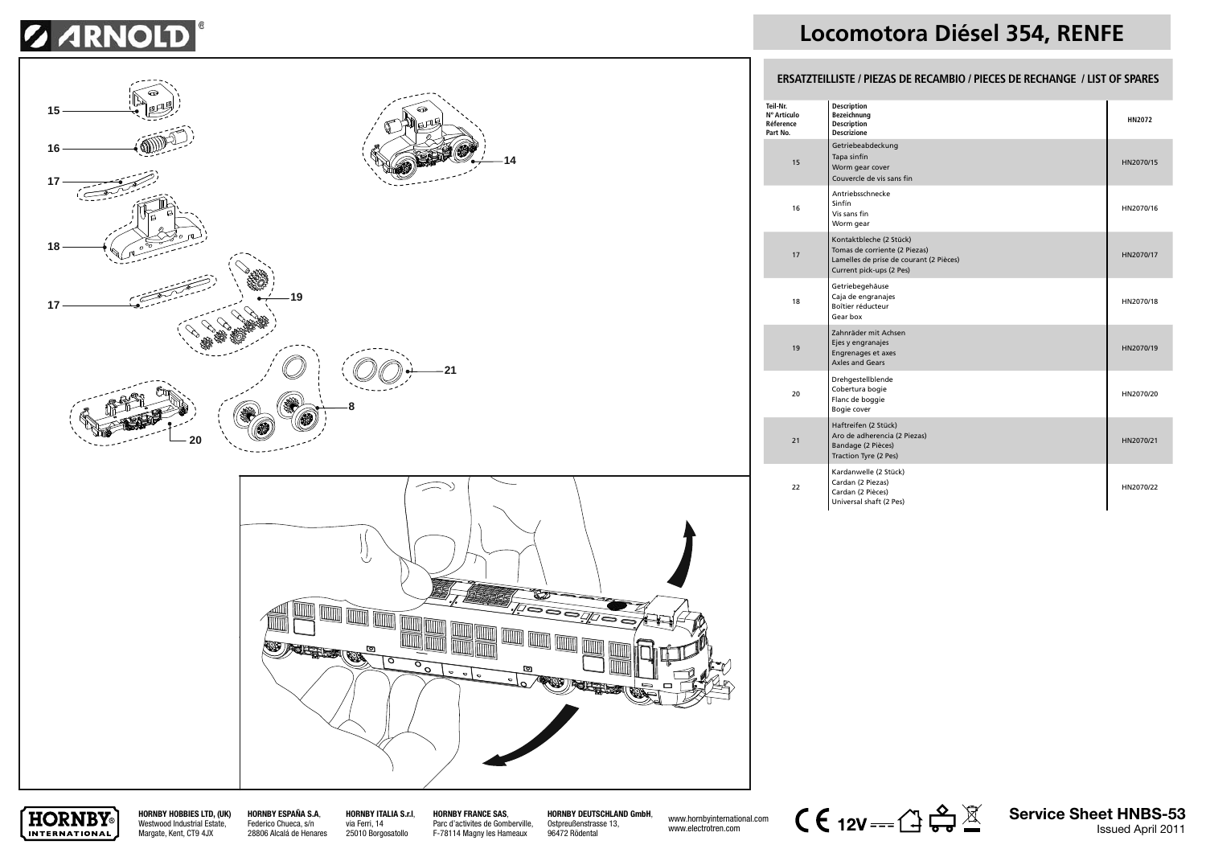# Locomotora Diésel 354, RENFE

15
16
17
18
17
19
14
21
8
20

## ERSATZTEILLISTE / PIEZAS DE RECAMBIO / PIECES DE RECHANGE / LIST OF SPARES

| Teil-Nr.<br>Nº Artículo<br>Référence<br>Part No. | Description<br>Bezeichnung<br>Description<br>Descrizione | HN2072 |
|---|---|---|
| 15 | Getriebeabdeckung<br>Tapa sinfín<br>Worm gear cover<br>Couvercle de vis sans fin | HN2070/15 |
| 16 | Antriebsschnecke<br>Sinfín<br>Vis sans fin<br>Worm gear | HN2070/16 |
| 17 | Kontaktbleche (2 Stück)<br>Tomas de corriente (2 Piezas)<br>Lamelles de prise de courant (2 Pièces)<br>Current pick-ups (2 Pes) | HN2070/17 |
| 18 | Getriebegehäuse<br>Caja de engranajes<br>Boîtier réducteur<br>Gear box | HN2070/18 |
| 19 | Zahnräder mit Achsen<br>Ejes y engranajes<br>Engrenages et axes<br>Axles and Gears | HN2070/19 |
| 20 | Drehgestellblende<br>Cobertura bogie<br>Flanc de boggie<br>Bogie cover | HN2070/20 |
| 21 | Haftreifen (2 Stück)<br>Aro de adherencia (2 Piezas)<br>Bandage (2 Pièces)<br>Traction Tyre (2 Pes) | HN2070/21 |
| 22 | Kardanwelle (2 Stück)<br>Cardan (2 Piezas)<br>Cardan (2 Pièces)<br>Universal shaft (2 Pes) | HN2070/22 |

**HORNBY HOBBIES LTD, (UK)**
Westwood Industrial Estate,
Margate, Kent, CT9 4JX

**HORNBY ESPAÑA S.A.**
Federico Chueca, s/n
28806 Alcalá de Henares

**HORNBY ITALIA S.r.l.**
via Ferri, 14
25010 Borgosatollo

**HORNBY FRANCE SAS**
Parc d'activites de Gomberville,
F-78114 Magny les Hameaux

**HORNBY DEUTSCHLAND GmbH**
Ostpreußenstrasse 13,
96472 Rödental

www.hornbyinternational.com
www.electrotren.com

12V

**Service Sheet HNBS-53**
Issued April 2011